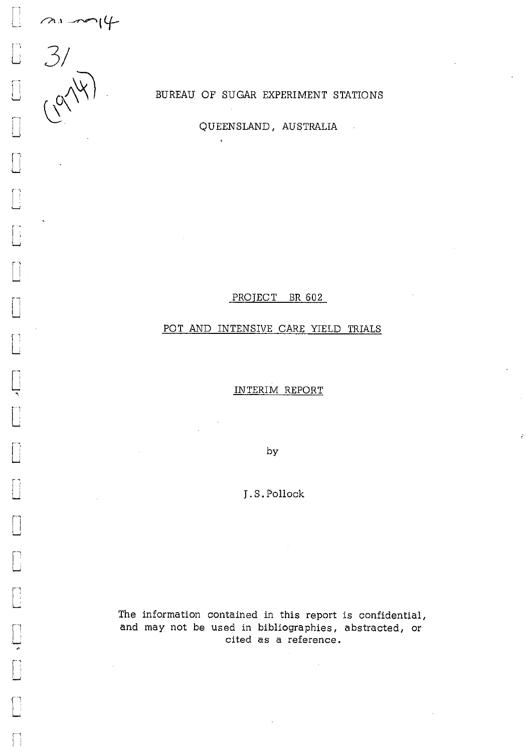BUREAU OF SUGAR EXPERIMENT STATIONS

QUEENSLAND, AUSTRALIA

PROJECT BR 602

POT AND INTENSIVE CARE YIELD TRIALS

INTERIM REPORT

by

J.S. Pollock

The information contained in this report is confidential, and may not be used in bibliographies, abstracted, or cited as a reference.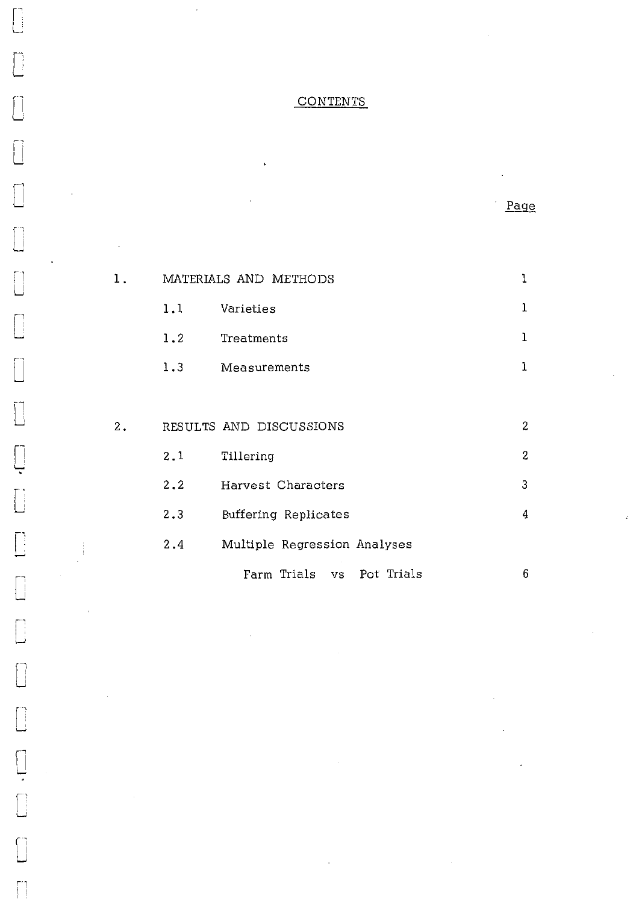# CONTENTS

| | | Page |
|---|---|---|
| 1. | MATERIALS AND METHODS | 1 |
| 1.1 | Varieties | 1 |
| 1.2 | Treatments | 1 |
| 1.3 | Measurements | 1 |
| 2. | RESULTS AND DISCUSSIONS | 2 |
| 2.1 | Tillering | 2 |
| 2.2 | Harvest Characters | 3 |
| 2.3 | Buffering Replicates | 4 |
| 2.4 | Multiple Regression Analyses Farm Trials vs Pot Trials | 6 |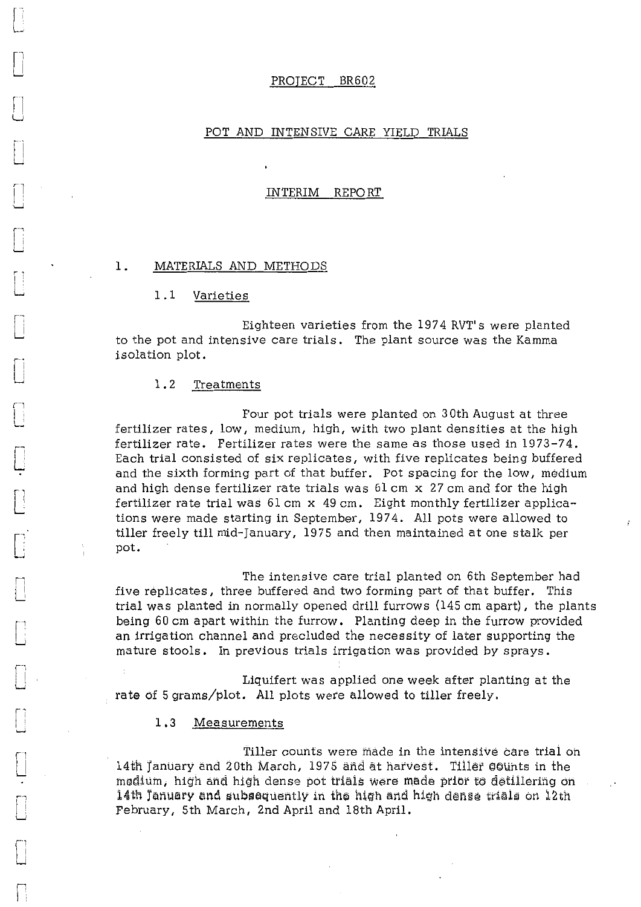# PROJECT BR602

## POT AND INTENSIVE CARE YIELD TRIALS

## INTERIM REPORT

## 1. MATERIALS AND METHODS

### 1.1 Varieties

Eighteen varieties from the 1974 RVT's were planted to the pot and intensive care trials. The plant source was the Kamma isolation plot.

### 1.2 Treatments

Four pot trials were planted on 30th August at three fertilizer rates, low, medium, high, with two plant densities at the high fertilizer rate. Fertilizer rates were the same as those used in 1973-74. Each trial consisted of six replicates, with five replicates being buffered and the sixth forming part of that buffer. Pot spacing for the low, medium and high dense fertilizer rate trials was 61 cm x 27 cm and for the high fertilizer rate trial was 61 cm x 49 cm. Eight monthly fertilizer applications were made starting in September, 1974. All pots were allowed to tiller freely till mid-January, 1975 and then maintained at one stalk per pot.

The intensive care trial planted on 6th September had five replicates, three buffered and two forming part of that buffer. This trial was planted in normally opened drill furrows (145 cm apart), the plants being 60 cm apart within the furrow. Planting deep in the furrow provided an irrigation channel and precluded the necessity of later supporting the mature stools. In previous trials irrigation was provided by sprays.

Liquifert was applied one week after planting at the rate of 5 grams/plot. All plots were allowed to tiller freely.

### 1.3 Measurements

Tiller counts were made in the intensive care trial on 14th January and 20th March, 1975 and at harvest. Tiller counts in the medium, high and high dense pot trials were made prior to detillering on 14th January and subsequently in the high and high dense trials on 12th February, 5th March, 2nd April and 18th April.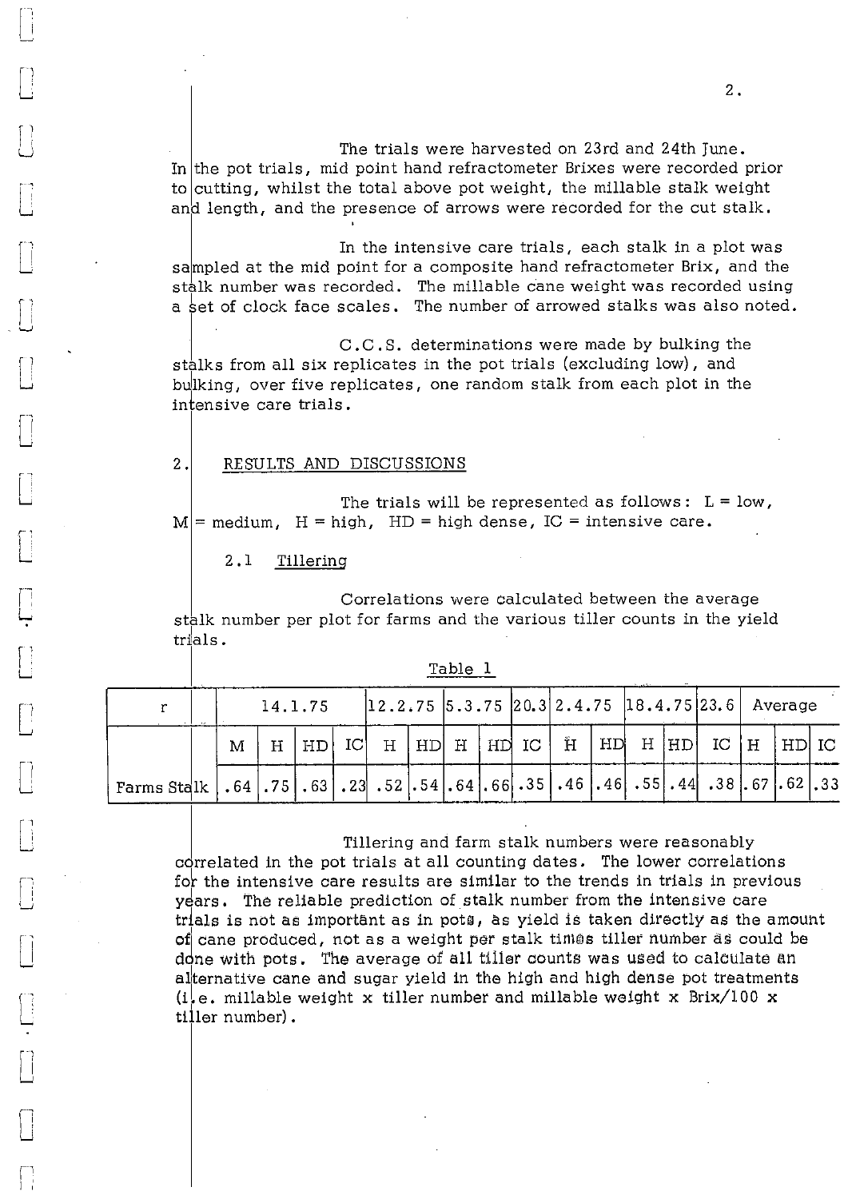The trials were harvested on 23rd and 24th June. In the pot trials, mid point hand refractometer Brixes were recorded prior to cutting, whilst the total above pot weight, the millable stalk weight and length, and the presence of arrows were recorded for the cut stalk.

In the intensive care trials, each stalk in a plot was sampled at the mid point for a composite hand refractometer Brix, and the stalk number was recorded. The millable cane weight was recorded using a set of clock face scales. The number of arrowed stalks was also noted.

C.C.S. determinations were made by bulking the stalks from all six replicates in the pot trials (excluding low), and bulking, over five replicates, one random stalk from each plot in the intensive care trials.

## 2. RESULTS AND DISCUSSIONS

The trials will be represented as follows: L = low, M = medium, H = high, HD = high dense, IC = intensive care.

### 2.1 Tillering

Correlations were calculated between the average stalk number per plot for farms and the various tiller counts in the yield trials.

Table 1

| r | 14.1.75 | | | | 12.2.75 | | 5.3.75 | | 20.3 | 2.4.75 | | 18.4.75 | | 23.6 | Average | | |
|---|---|---|---|---|---|---|---|---|---|---|---|---|---|---|---|---|---|
| | M | H | HD | IC | H | HD | H | HD | IC | H | HD | H | HD | IC | H | HD | IC |
| Farms Stalk | .64 | .75 | .63 | .23 | .52 | .54 | .64 | .66 | .35 | .46 | .46 | .55 | .44 | .38 | .67 | .62 | .33 |

Tillering and farm stalk numbers were reasonably correlated in the pot trials at all counting dates. The lower correlations for the intensive care results are similar to the trends in trials in previous years. The reliable prediction of stalk number from the intensive care trials is not as important as in pots, as yield is taken directly as the amount of cane produced, not as a weight per stalk times tiller number as could be done with pots. The average of all tiller counts was used to calculate an alternative cane and sugar yield in the high and high dense pot treatments (i.e. millable weight x tiller number and millable weight x Brix/100 x tiller number).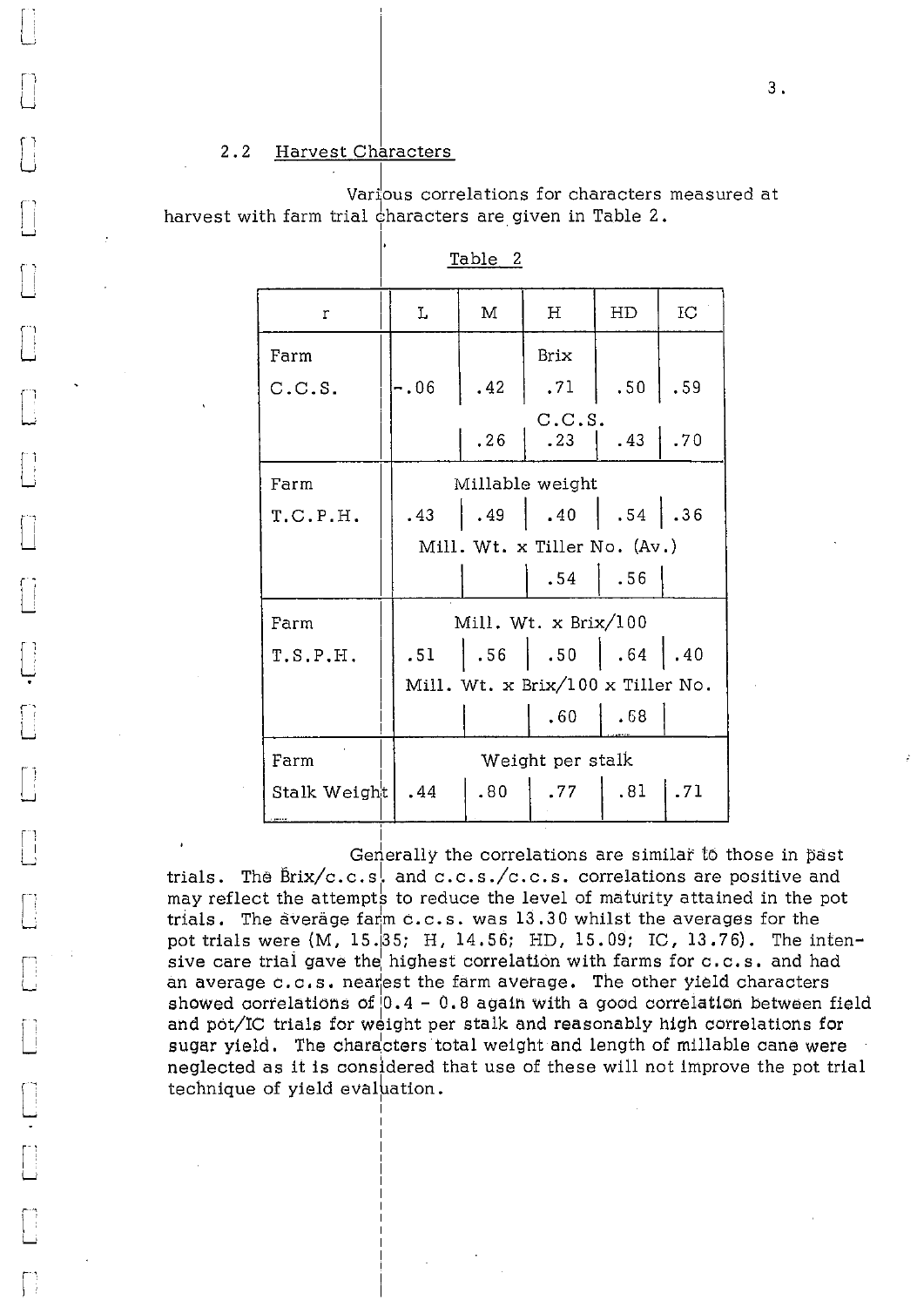### 2.2 Harvest Characters

Various correlations for characters measured at harvest with farm trial characters are given in Table 2.

Table 2

| r | L | M | H | HD | IC |
|---|---|---|---|---|---|
| Farm C.C.S. | | | Brix | | |
| | -.06 | .42 | .71 | .50 | .59 |
| | | | C.C.S. | | |
| | | .26 | .23 | .43 | .70 |
| Farm T.C.P.H. | | | Millable weight | | |
| | .43 | .49 | .40 | .54 | .36 |
| | | | Mill. Wt. x Tiller No. (Av.) | | |
| | | | .54 | .56 | |
| Farm T.S.P.H. | | | Mill. Wt. x Brix/100 | | |
| | .51 | .56 | .50 | .64 | .40 |
| | | | Mill. Wt. x Brix/100 x Tiller No. | | |
| | | | .60 | .68 | |
| Farm Stalk Weight | | | Weight per stalk | | |
| | .44 | .80 | .77 | .81 | .71 |

Generally the correlations are similar to those in past trials. The Brix/c.c.s. and c.c.s./c.c.s. correlations are positive and may reflect the attempts to reduce the level of maturity attained in the pot trials. The average farm c.c.s. was 13.30 whilst the averages for the pot trials were (M, 15.35; H, 14.56; HD, 15.09; IC, 13.76). The intensive care trial gave the highest correlation with farms for c.c.s. and had an average c.c.s. nearest the farm average. The other yield characters showed correlations of 0.4 - 0.8 again with a good correlation between field and pot/IC trials for weight per stalk and reasonably high correlations for sugar yield. The characters total weight and length of millable cane were neglected as it is considered that use of these will not improve the pot trial technique of yield evaluation.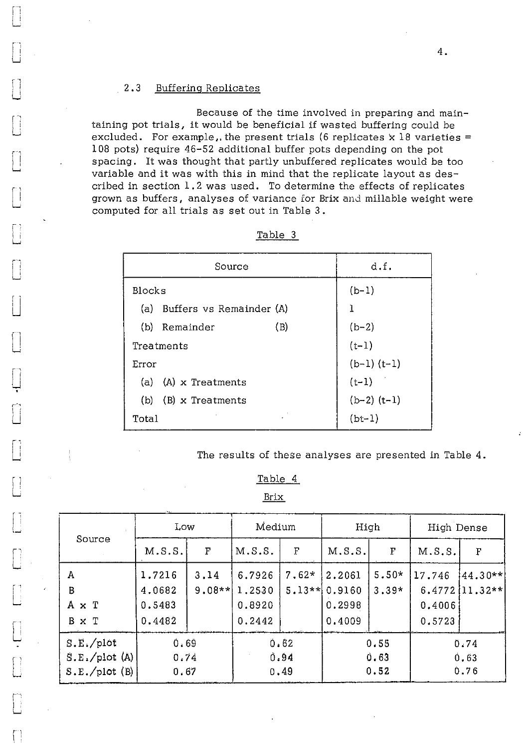### 2.3 Buffering Replicates

Because of the time involved in preparing and maintaining pot trials, it would be beneficial if wasted buffering could be excluded. For example,. the present trials (6 replicates x 18 varieties = 108 pots) require 46-52 additional buffer pots depending on the pot spacing. It was thought that partly unbuffered replicates would be too variable and it was with this in mind that the replicate layout as described in section 1.2 was used. To determine the effects of replicates grown as buffers, analyses of variance for Brix and millable weight were computed for all trials as set out in Table 3.

Table 3

| Source | d.f. |
|---|---|
| Blocks | (b-1) |
| (a) Buffers vs Remainder (A) | 1 |
| (b) Remainder (B) | (b-2) |
| Treatments | (t-1) |
| Error | (b-1) (t-1) |
| (a) (A) x Treatments | (t-1) |
| (b) (B) x Treatments | (b-2) (t-1) |
| Total | (bt-1) |

The results of these analyses are presented in Table 4.

Table 4

Brix

| Source | Low | | Medium | | High | | High Dense | |
|---|---|---|---|---|---|---|---|---|
| | M.S.S. | F | M.S.S. | F | M.S.S. | F | M.S.S. | F |
| A | 1.7216 | 3.14 | 6.7926 | 7.62* | 2.2061 | 5.50* | 17.746 | 44.30** |
| B | 4.0682 | 9.08** | 1.2530 | 5.13** | 0.9160 | 3.39* | 6.4772 | 11.32** |
| A x T | 0.5483 | | 0.8920 | | 0.2998 | | 0.4006 | |
| B x T | 0.4482 | | 0.2442 | | 0.4009 | | 0.5723 | |
| S.E./plot | 0.69 | | 0.62 | | 0.55 | | 0.74 | |
| S.E./plot (A) | 0.74 | | 0.94 | | 0.63 | | 0.63 | |
| S.E./plot (B) | 0.67 | | 0.49 | | 0.52 | | 0.76 | |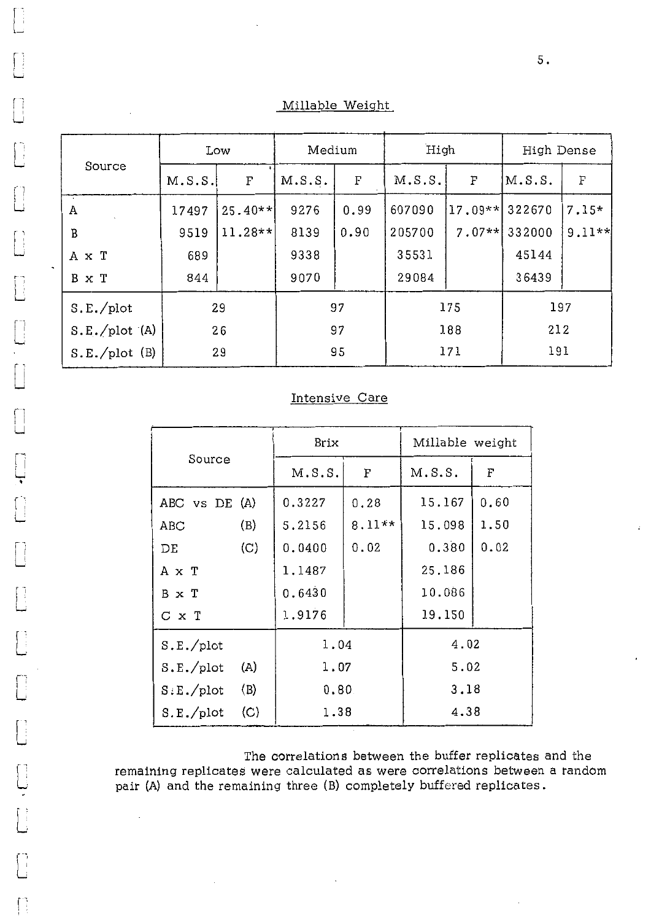## Millable Weight

| Source | Low | | Medium | | High | | High Dense | |
|---|---|---|---|---|---|---|---|---|
| | M.S.S. | F | M.S.S. | F | M.S.S. | F | M.S.S. | F |
| A | 17497 | 25.40** | 9276 | 0.99 | 607090 | 17.09** | 322670 | 7.15* |
| B | 9519 | 11.28** | 8139 | 0.90 | 205700 | 7.07** | 332000 | 9.11** |
| A x T | 689 | | 9338 | | 35531 | | 45144 | |
| B x T | 844 | | 9070 | | 29084 | | 36439 | |
| S.E./plot | 29 | | 97 | | 175 | | 197 | |
| S.E./plot (A) | 26 | | 97 | | 188 | | 212 | |
| S.E./plot (B) | 29 | | 95 | | 171 | | 191 | |

## Intensive Care

| Source | Brix | | Millable weight | |
|---|---|---|---|---|
| | M.S.S. | F | M.S.S. | F |
| ABC vs DE (A) | 0.3227 | 0.28 | 15.167 | 0.60 |
| ABC (B) | 5.2156 | 8.11** | 15.098 | 1.50 |
| DE (C) | 0.0400 | 0.02 | 0.380 | 0.02 |
| A x T | 1.1487 | | 25.186 | |
| B x T | 0.6430 | | 10.086 | |
| C x T | 1.9176 | | 19.150 | |
| S.E./plot | 1.04 | | 4.02 | |
| S.E./plot (A) | 1.07 | | 5.02 | |
| S.E./plot (B) | 0.80 | | 3.18 | |
| S.E./plot (C) | 1.38 | | 4.38 | |

The correlations between the buffer replicates and the remaining replicates were calculated as were correlations between a random pair (A) and the remaining three (B) completely buffered replicates.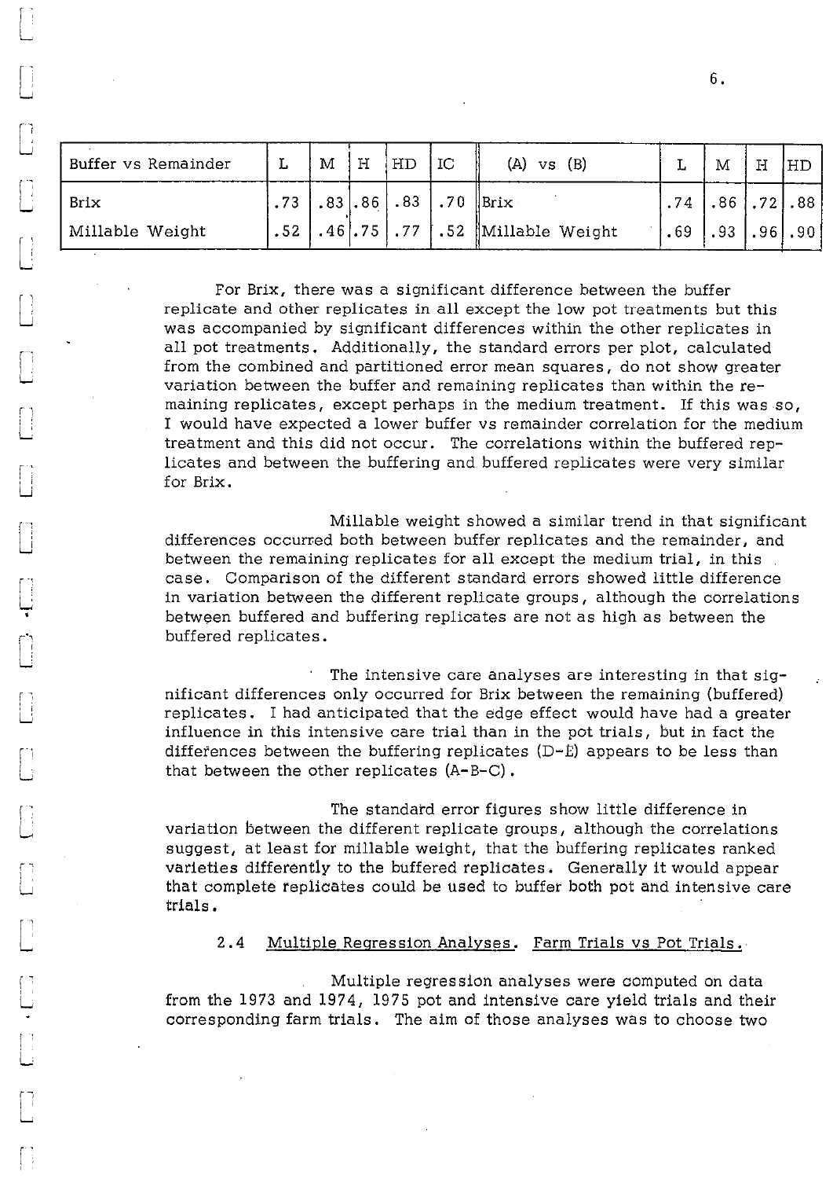| Buffer vs Remainder | L | M | H | HD | IC | (A) vs (B) | L | M | H | HD |
|---|---|---|---|---|---|---|---|---|---|---|
| Brix | .73 | .83 | .86 | .83 | .70 | Brix | .74 | .86 | .72 | .88 |
| Millable Weight | .52 | .46 | .75 | .77 | .52 | Millable Weight | .69 | .93 | .96 | .90 |

For Brix, there was a significant difference between the buffer replicate and other replicates in all except the low pot treatments but this was accompanied by significant differences within the other replicates in all pot treatments. Additionally, the standard errors per plot, calculated from the combined and partitioned error mean squares, do not show greater variation between the buffer and remaining replicates than within the remaining replicates, except perhaps in the medium treatment. If this was so, I would have expected a lower buffer vs remainder correlation for the medium treatment and this did not occur. The correlations within the buffered replicates and between the buffering and buffered replicates were very similar for Brix.

Millable weight showed a similar trend in that significant differences occurred both between buffer replicates and the remainder, and between the remaining replicates for all except the medium trial, in this case. Comparison of the different standard errors showed little difference in variation between the different replicate groups, although the correlations between buffered and buffering replicates are not as high as between the buffered replicates.

The intensive care analyses are interesting in that significant differences only occurred for Brix between the remaining (buffered) replicates. I had anticipated that the edge effect would have had a greater influence in this intensive care trial than in the pot trials, but in fact the differences between the buffering replicates (D-E) appears to be less than that between the other replicates (A-B-C).

The standard error figures show little difference in variation between the different replicate groups, although the correlations suggest, at least for millable weight, that the buffering replicates ranked varieties differently to the buffered replicates. Generally it would appear that complete replicates could be used to buffer both pot and intensive care trials.

### 2.4 Multiple Regression Analyses. Farm Trials vs Pot Trials.

Multiple regression analyses were computed on data from the 1973 and 1974, 1975 pot and intensive care yield trials and their corresponding farm trials. The aim of those analyses was to choose two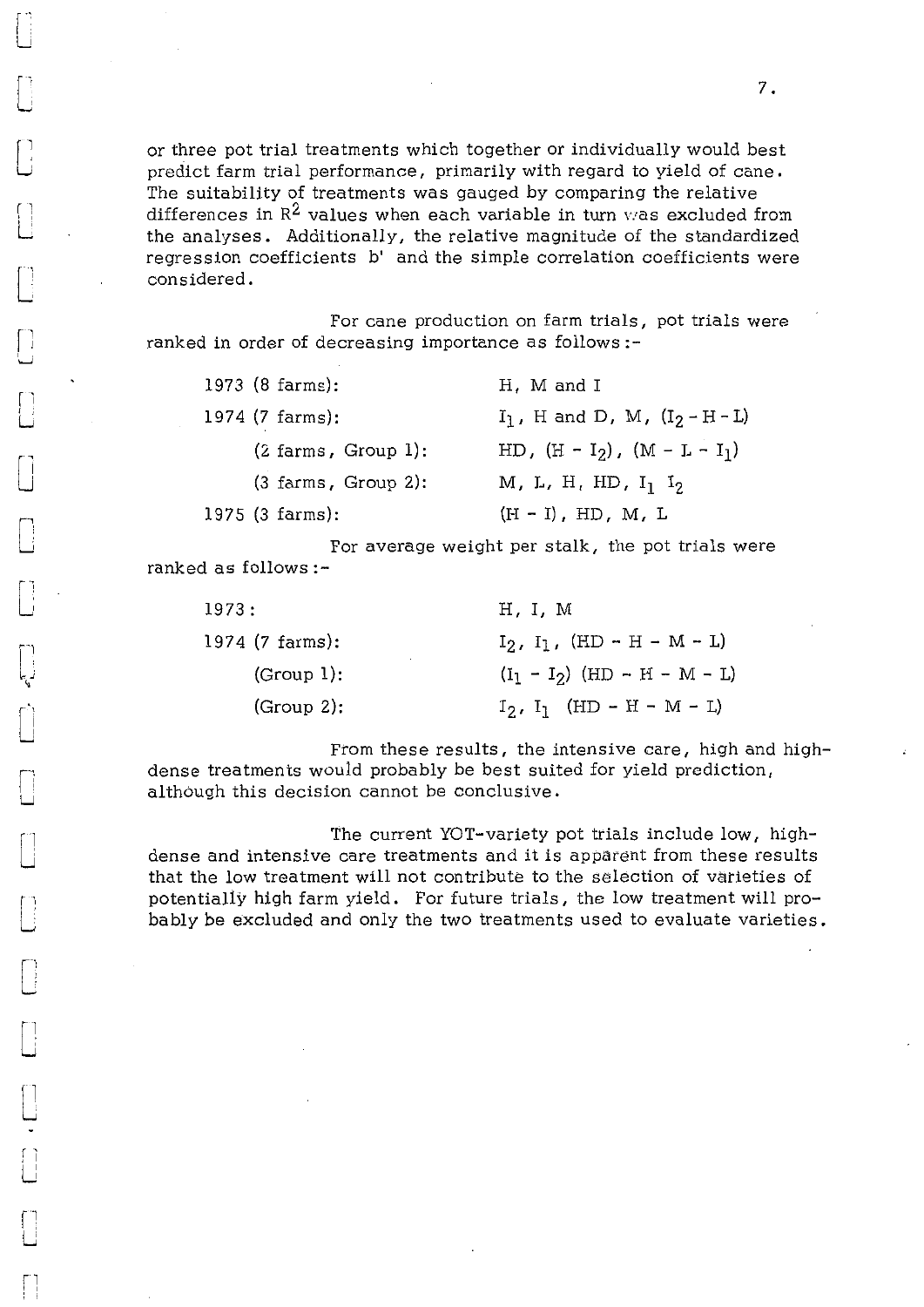or three pot trial treatments which together or individually would best predict farm trial performance, primarily with regard to yield of cane. The suitability of treatments was gauged by comparing the relative differences in $R^2$ values when each variable in turn was excluded from the analyses. Additionally, the relative magnitude of the standardized regression coefficients b' and the simple correlation coefficients were considered.

For cane production on farm trials, pot trials were ranked in order of decreasing importance as follows :-

| | |
|---|---|
| 1973 (8 farms): | H, M and I |
| 1974 (7 farms): | $I_1$, H and D, M, ($I_2$ - H - L) |
| (2 farms, Group 1): | HD, (H - $I_2$), (M - L - $I_1$) |
| (3 farms, Group 2): | M, L, H, HD, $I_1$ $I_2$ |
| 1975 (3 farms): | (H - I), HD, M, L |

For average weight per stalk, the pot trials were ranked as follows :-

| | |
|---|---|
| 1973: | H, I, M |
| 1974 (7 farms): | $I_2$, $I_1$, (HD - H - M - L) |
| (Group 1): | ($I_1$ - $I_2$) (HD - H - M - L) |
| (Group 2): | $I_2$, $I_1$ (HD - H - M - L) |

From these results, the intensive care, high and high-dense treatments would probably be best suited for yield prediction, although this decision cannot be conclusive.

The current YOT-variety pot trials include low, high-dense and intensive care treatments and it is apparent from these results that the low treatment will not contribute to the selection of varieties of potentially high farm yield. For future trials, the low treatment will probably be excluded and only the two treatments used to evaluate varieties.